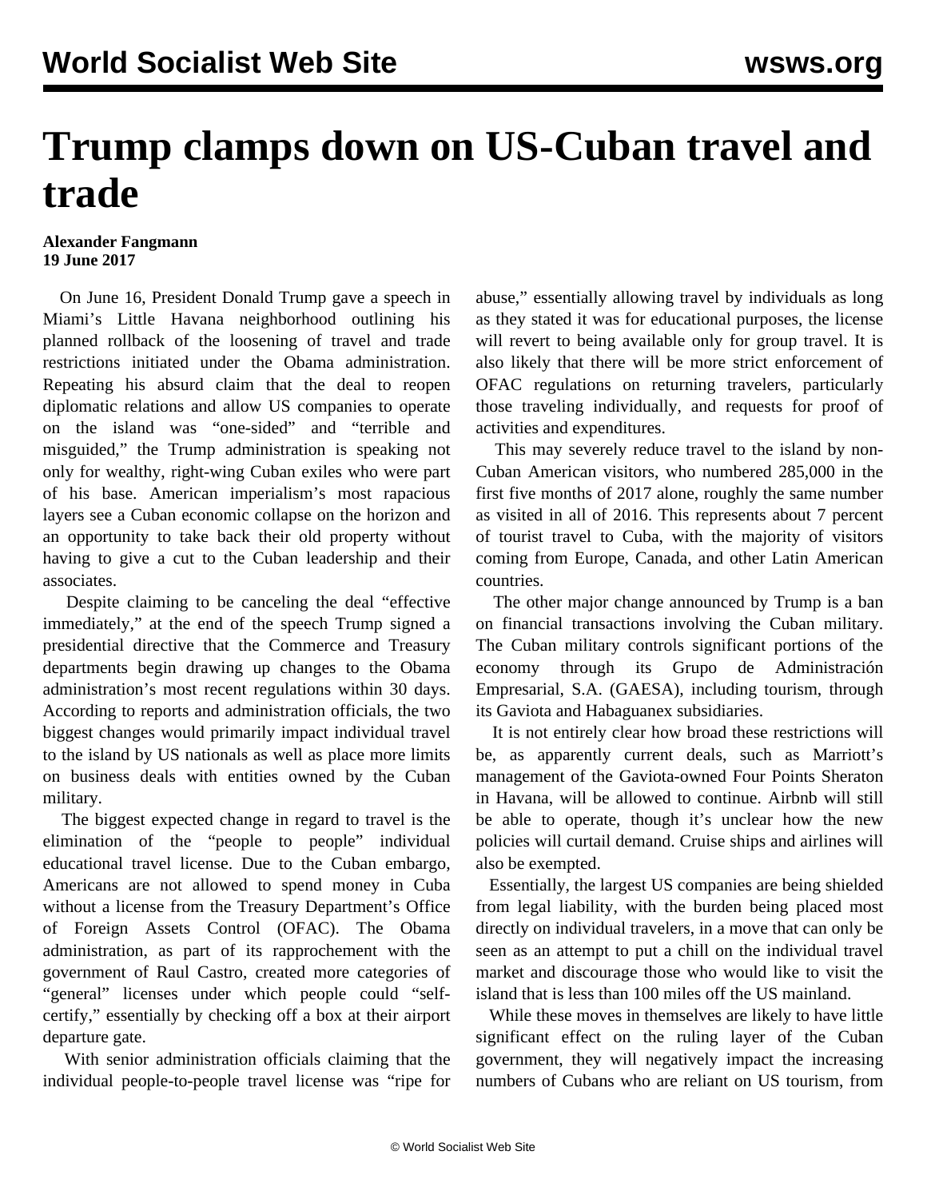# Trump clamps down on US-Cuban travel and trade

**Alexander Fangmann**
**19 June 2017**

On June 16, President Donald Trump gave a speech in Miami's Little Havana neighborhood outlining his planned rollback of the loosening of travel and trade restrictions initiated under the Obama administration. Repeating his absurd claim that the deal to reopen diplomatic relations and allow US companies to operate on the island was "one-sided" and "terrible and misguided," the Trump administration is speaking not only for wealthy, right-wing Cuban exiles who were part of his base. American imperialism's most rapacious layers see a Cuban economic collapse on the horizon and an opportunity to take back their old property without having to give a cut to the Cuban leadership and their associates.

Despite claiming to be canceling the deal "effective immediately," at the end of the speech Trump signed a presidential directive that the Commerce and Treasury departments begin drawing up changes to the Obama administration's most recent regulations within 30 days. According to reports and administration officials, the two biggest changes would primarily impact individual travel to the island by US nationals as well as place more limits on business deals with entities owned by the Cuban military.

The biggest expected change in regard to travel is the elimination of the "people to people" individual educational travel license. Due to the Cuban embargo, Americans are not allowed to spend money in Cuba without a license from the Treasury Department's Office of Foreign Assets Control (OFAC). The Obama administration, as part of its rapprochement with the government of Raul Castro, created more categories of "general" licenses under which people could "self-certify," essentially by checking off a box at their airport departure gate.

With senior administration officials claiming that the individual people-to-people travel license was "ripe for abuse," essentially allowing travel by individuals as long as they stated it was for educational purposes, the license will revert to being available only for group travel. It is also likely that there will be more strict enforcement of OFAC regulations on returning travelers, particularly those traveling individually, and requests for proof of activities and expenditures.

This may severely reduce travel to the island by non-Cuban American visitors, who numbered 285,000 in the first five months of 2017 alone, roughly the same number as visited in all of 2016. This represents about 7 percent of tourist travel to Cuba, with the majority of visitors coming from Europe, Canada, and other Latin American countries.

The other major change announced by Trump is a ban on financial transactions involving the Cuban military. The Cuban military controls significant portions of the economy through its Grupo de Administración Empresarial, S.A. (GAESA), including tourism, through its Gaviota and Habaguanex subsidiaries.

It is not entirely clear how broad these restrictions will be, as apparently current deals, such as Marriott's management of the Gaviota-owned Four Points Sheraton in Havana, will be allowed to continue. Airbnb will still be able to operate, though it's unclear how the new policies will curtail demand. Cruise ships and airlines will also be exempted.

Essentially, the largest US companies are being shielded from legal liability, with the burden being placed most directly on individual travelers, in a move that can only be seen as an attempt to put a chill on the individual travel market and discourage those who would like to visit the island that is less than 100 miles off the US mainland.

While these moves in themselves are likely to have little significant effect on the ruling layer of the Cuban government, they will negatively impact the increasing numbers of Cubans who are reliant on US tourism, from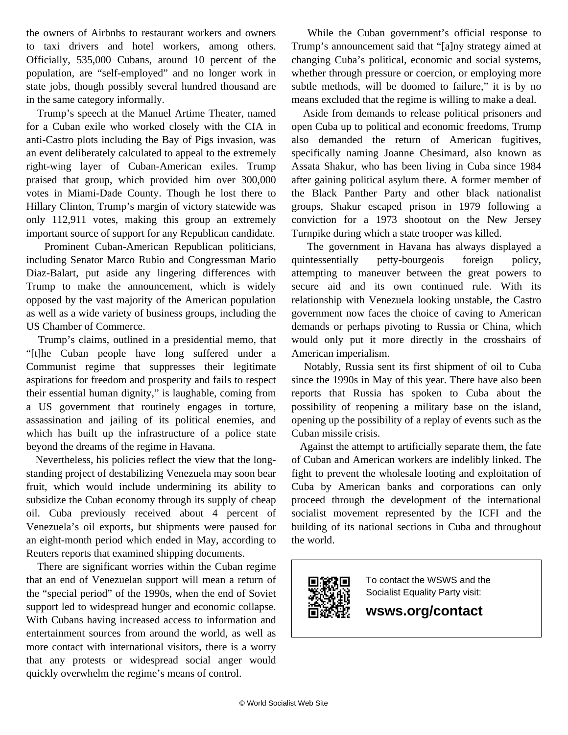the owners of Airbnbs to restaurant workers and owners to taxi drivers and hotel workers, among others. Officially, 535,000 Cubans, around 10 percent of the population, are "self-employed" and no longer work in state jobs, though possibly several hundred thousand are in the same category informally.

Trump's speech at the Manuel Artime Theater, named for a Cuban exile who worked closely with the CIA in anti-Castro plots including the Bay of Pigs invasion, was an event deliberately calculated to appeal to the extremely right-wing layer of Cuban-American exiles. Trump praised that group, which provided him over 300,000 votes in Miami-Dade County. Though he lost there to Hillary Clinton, Trump's margin of victory statewide was only 112,911 votes, making this group an extremely important source of support for any Republican candidate.

Prominent Cuban-American Republican politicians, including Senator Marco Rubio and Congressman Mario Diaz-Balart, put aside any lingering differences with Trump to make the announcement, which is widely opposed by the vast majority of the American population as well as a wide variety of business groups, including the US Chamber of Commerce.

Trump's claims, outlined in a presidential memo, that "[t]he Cuban people have long suffered under a Communist regime that suppresses their legitimate aspirations for freedom and prosperity and fails to respect their essential human dignity," is laughable, coming from a US government that routinely engages in torture, assassination and jailing of its political enemies, and which has built up the infrastructure of a police state beyond the dreams of the regime in Havana.

Nevertheless, his policies reflect the view that the long-standing project of destabilizing Venezuela may soon bear fruit, which would include undermining its ability to subsidize the Cuban economy through its supply of cheap oil. Cuba previously received about 4 percent of Venezuela's oil exports, but shipments were paused for an eight-month period which ended in May, according to Reuters reports that examined shipping documents.

There are significant worries within the Cuban regime that an end of Venezuelan support will mean a return of the "special period" of the 1990s, when the end of Soviet support led to widespread hunger and economic collapse. With Cubans having increased access to information and entertainment sources from around the world, as well as more contact with international visitors, there is a worry that any protests or widespread social anger would quickly overwhelm the regime's means of control.

While the Cuban government's official response to Trump's announcement said that "[a]ny strategy aimed at changing Cuba's political, economic and social systems, whether through pressure or coercion, or employing more subtle methods, will be doomed to failure," it is by no means excluded that the regime is willing to make a deal.

Aside from demands to release political prisoners and open Cuba up to political and economic freedoms, Trump also demanded the return of American fugitives, specifically naming Joanne Chesimard, also known as Assata Shakur, who has been living in Cuba since 1984 after gaining political asylum there. A former member of the Black Panther Party and other black nationalist groups, Shakur escaped prison in 1979 following a conviction for a 1973 shootout on the New Jersey Turnpike during which a state trooper was killed.

The government in Havana has always displayed a quintessentially petty-bourgeois foreign policy, attempting to maneuver between the great powers to secure aid and its own continued rule. With its relationship with Venezuela looking unstable, the Castro government now faces the choice of caving to American demands or perhaps pivoting to Russia or China, which would only put it more directly in the crosshairs of American imperialism.

Notably, Russia sent its first shipment of oil to Cuba since the 1990s in May of this year. There have also been reports that Russia has spoken to Cuba about the possibility of reopening a military base on the island, opening up the possibility of a replay of events such as the Cuban missile crisis.

Against the attempt to artificially separate them, the fate of Cuban and American workers are indelibly linked. The fight to prevent the wholesale looting and exploitation of Cuba by American banks and corporations can only proceed through the development of the international socialist movement represented by the ICFI and the building of its national sections in Cuba and throughout the world.

To contact the WSWS and the Socialist Equality Party visit:

**wsws.org/contact**